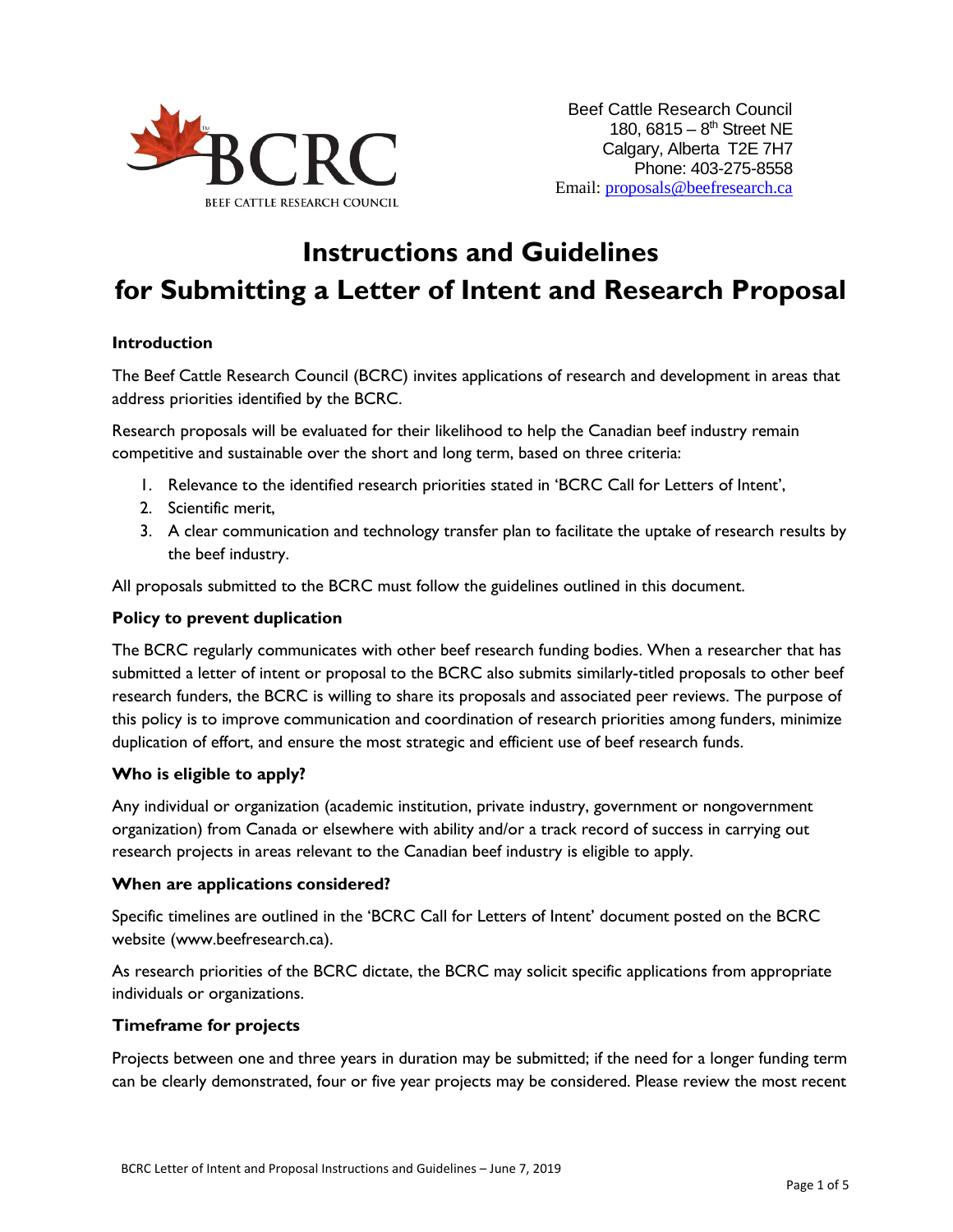Beef Cattle Research Council
180, 6815 – 8th Street NE
Calgary, Alberta T2E 7H7
Phone: 403-275-8558
Email: proposals@beefresearch.ca

# Instructions and Guidelines for Submitting a Letter of Intent and Research Proposal

### Introduction

The Beef Cattle Research Council (BCRC) invites applications of research and development in areas that address priorities identified by the BCRC.

Research proposals will be evaluated for their likelihood to help the Canadian beef industry remain competitive and sustainable over the short and long term, based on three criteria:

1. Relevance to the identified research priorities stated in 'BCRC Call for Letters of Intent',
2. Scientific merit,
3. A clear communication and technology transfer plan to facilitate the uptake of research results by the beef industry.

All proposals submitted to the BCRC must follow the guidelines outlined in this document.

### Policy to prevent duplication

The BCRC regularly communicates with other beef research funding bodies. When a researcher that has submitted a letter of intent or proposal to the BCRC also submits similarly-titled proposals to other beef research funders, the BCRC is willing to share its proposals and associated peer reviews. The purpose of this policy is to improve communication and coordination of research priorities among funders, minimize duplication of effort, and ensure the most strategic and efficient use of beef research funds.

### Who is eligible to apply?

Any individual or organization (academic institution, private industry, government or nongovernment organization) from Canada or elsewhere with ability and/or a track record of success in carrying out research projects in areas relevant to the Canadian beef industry is eligible to apply.

### When are applications considered?

Specific timelines are outlined in the 'BCRC Call for Letters of Intent' document posted on the BCRC website (www.beefresearch.ca).

As research priorities of the BCRC dictate, the BCRC may solicit specific applications from appropriate individuals or organizations.

### Timeframe for projects

Projects between one and three years in duration may be submitted; if the need for a longer funding term can be clearly demonstrated, four or five year projects may be considered. Please review the most recent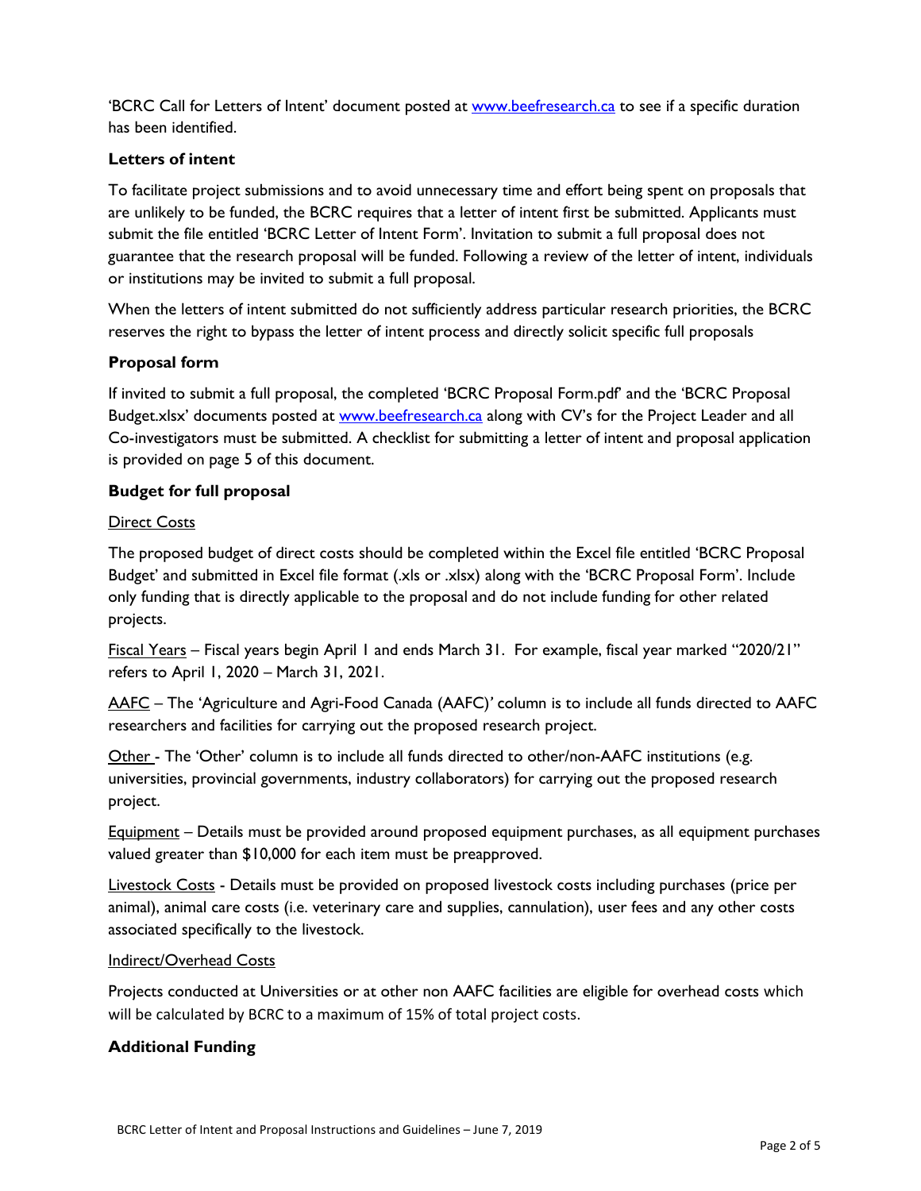'BCRC Call for Letters of Intent' document posted at www.beefresearch.ca to see if a specific duration has been identified.

### Letters of intent

To facilitate project submissions and to avoid unnecessary time and effort being spent on proposals that are unlikely to be funded, the BCRC requires that a letter of intent first be submitted. Applicants must submit the file entitled 'BCRC Letter of Intent Form'. Invitation to submit a full proposal does not guarantee that the research proposal will be funded. Following a review of the letter of intent, individuals or institutions may be invited to submit a full proposal.

When the letters of intent submitted do not sufficiently address particular research priorities, the BCRC reserves the right to bypass the letter of intent process and directly solicit specific full proposals

### Proposal form

If invited to submit a full proposal, the completed 'BCRC Proposal Form.pdf' and the 'BCRC Proposal Budget.xlsx' documents posted at www.beefresearch.ca along with CV's for the Project Leader and all Co-investigators must be submitted. A checklist for submitting a letter of intent and proposal application is provided on page 5 of this document.

### Budget for full proposal

Direct Costs

The proposed budget of direct costs should be completed within the Excel file entitled 'BCRC Proposal Budget' and submitted in Excel file format (.xls or .xlsx) along with the 'BCRC Proposal Form'. Include only funding that is directly applicable to the proposal and do not include funding for other related projects.

Fiscal Years – Fiscal years begin April 1 and ends March 31. For example, fiscal year marked "2020/21" refers to April 1, 2020 – March 31, 2021.

AAFC – The 'Agriculture and Agri-Food Canada (AAFC)' column is to include all funds directed to AAFC researchers and facilities for carrying out the proposed research project.

Other - The 'Other' column is to include all funds directed to other/non-AAFC institutions (e.g. universities, provincial governments, industry collaborators) for carrying out the proposed research project.

Equipment – Details must be provided around proposed equipment purchases, as all equipment purchases valued greater than $10,000 for each item must be preapproved.

Livestock Costs - Details must be provided on proposed livestock costs including purchases (price per animal), animal care costs (i.e. veterinary care and supplies, cannulation), user fees and any other costs associated specifically to the livestock.

Indirect/Overhead Costs

Projects conducted at Universities or at other non AAFC facilities are eligible for overhead costs which will be calculated by BCRC to a maximum of 15% of total project costs.

### Additional Funding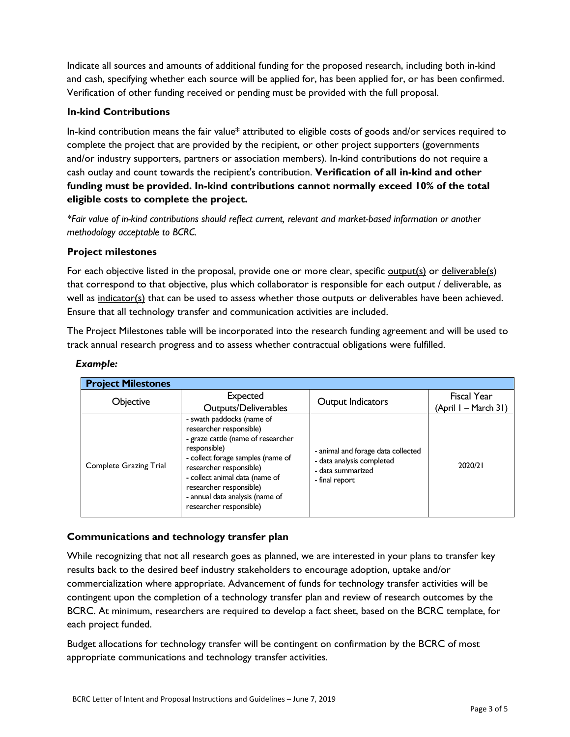Indicate all sources and amounts of additional funding for the proposed research, including both in-kind and cash, specifying whether each source will be applied for, has been applied for, or has been confirmed. Verification of other funding received or pending must be provided with the full proposal.

### In-kind Contributions

In-kind contribution means the fair value* attributed to eligible costs of goods and/or services required to complete the project that are provided by the recipient, or other project supporters (governments and/or industry supporters, partners or association members). In-kind contributions do not require a cash outlay and count towards the recipient's contribution. **Verification of all in-kind and other funding must be provided. In-kind contributions cannot normally exceed 10% of the total eligible costs to complete the project.**

*\*Fair value of in-kind contributions should reflect current, relevant and market-based information or another methodology acceptable to BCRC.*

### Project milestones

For each objective listed in the proposal, provide one or more clear, specific <u>output(s)</u> or <u>deliverable(s)</u> that correspond to that objective, plus which collaborator is responsible for each output / deliverable, as well as <u>indicator(s)</u> that can be used to assess whether those outputs or deliverables have been achieved. Ensure that all technology transfer and communication activities are included.

The Project Milestones table will be incorporated into the research funding agreement and will be used to track annual research progress and to assess whether contractual obligations were fulfilled.

***Example:***

| **Project Milestones** | | | |
|---|---|---|---|
| Objective | Expected Outputs/Deliverables | Output Indicators | Fiscal Year (April 1 – March 31) |
| Complete Grazing Trial | - swath paddocks (name of researcher responsible)<br>- graze cattle (name of researcher responsible)<br>- collect forage samples (name of researcher responsible)<br>- collect animal data (name of researcher responsible)<br>- annual data analysis (name of researcher responsible) | - animal and forage data collected<br>- data analysis completed<br>- data summarized<br>- final report | 2020/21 |

### Communications and technology transfer plan

While recognizing that not all research goes as planned, we are interested in your plans to transfer key results back to the desired beef industry stakeholders to encourage adoption, uptake and/or commercialization where appropriate. Advancement of funds for technology transfer activities will be contingent upon the completion of a technology transfer plan and review of research outcomes by the BCRC. At minimum, researchers are required to develop a fact sheet, based on the BCRC template, for each project funded.

Budget allocations for technology transfer will be contingent on confirmation by the BCRC of most appropriate communications and technology transfer activities.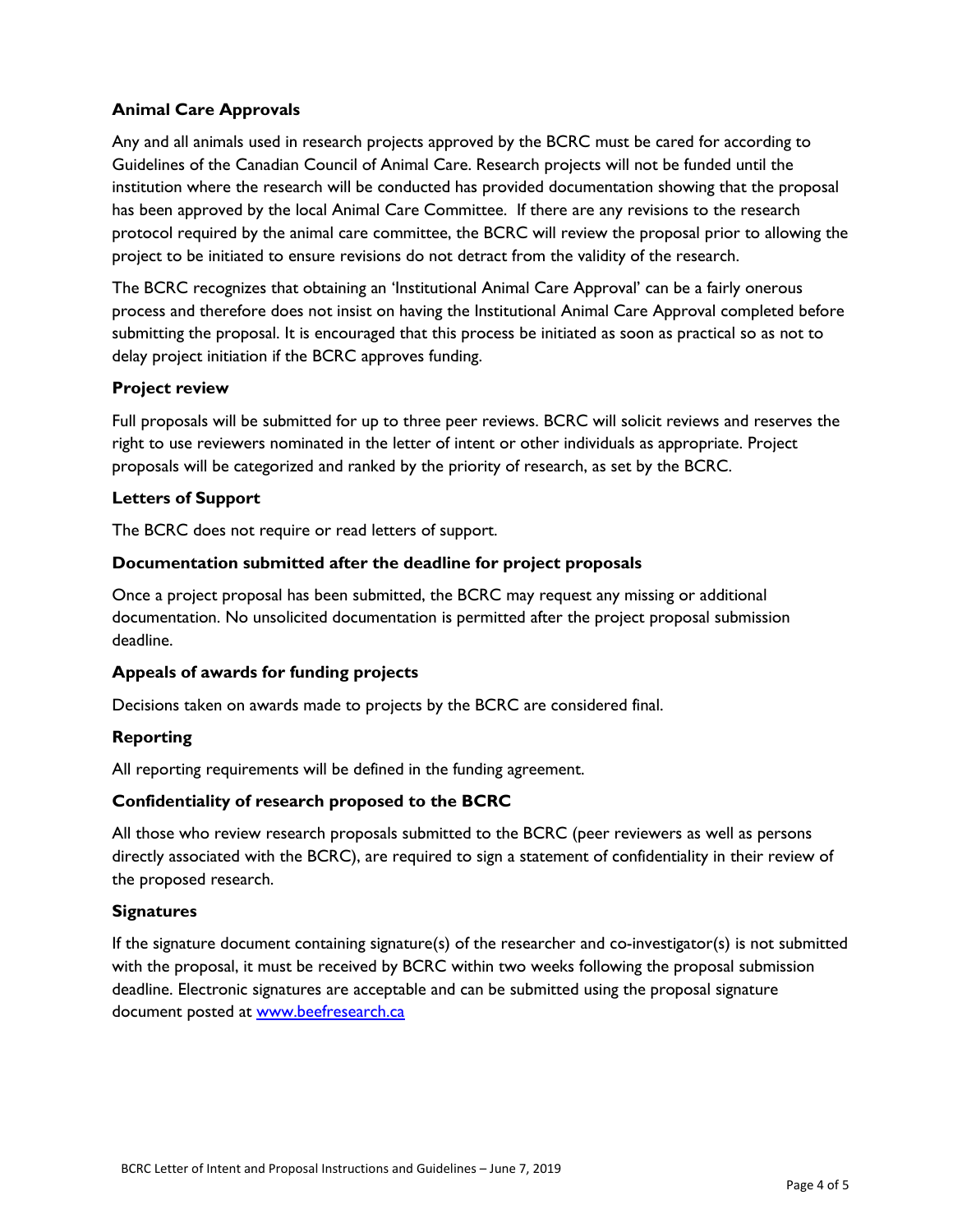### Animal Care Approvals

Any and all animals used in research projects approved by the BCRC must be cared for according to Guidelines of the Canadian Council of Animal Care. Research projects will not be funded until the institution where the research will be conducted has provided documentation showing that the proposal has been approved by the local Animal Care Committee. If there are any revisions to the research protocol required by the animal care committee, the BCRC will review the proposal prior to allowing the project to be initiated to ensure revisions do not detract from the validity of the research.

The BCRC recognizes that obtaining an 'Institutional Animal Care Approval' can be a fairly onerous process and therefore does not insist on having the Institutional Animal Care Approval completed before submitting the proposal. It is encouraged that this process be initiated as soon as practical so as not to delay project initiation if the BCRC approves funding.

### Project review

Full proposals will be submitted for up to three peer reviews. BCRC will solicit reviews and reserves the right to use reviewers nominated in the letter of intent or other individuals as appropriate. Project proposals will be categorized and ranked by the priority of research, as set by the BCRC.

### Letters of Support

The BCRC does not require or read letters of support.

### Documentation submitted after the deadline for project proposals

Once a project proposal has been submitted, the BCRC may request any missing or additional documentation. No unsolicited documentation is permitted after the project proposal submission deadline.

### Appeals of awards for funding projects

Decisions taken on awards made to projects by the BCRC are considered final.

### Reporting

All reporting requirements will be defined in the funding agreement.

### Confidentiality of research proposed to the BCRC

All those who review research proposals submitted to the BCRC (peer reviewers as well as persons directly associated with the BCRC), are required to sign a statement of confidentiality in their review of the proposed research.

### Signatures

If the signature document containing signature(s) of the researcher and co-investigator(s) is not submitted with the proposal, it must be received by BCRC within two weeks following the proposal submission deadline. Electronic signatures are acceptable and can be submitted using the proposal signature document posted at [www.beefresearch.ca](http://www.beefresearch.ca)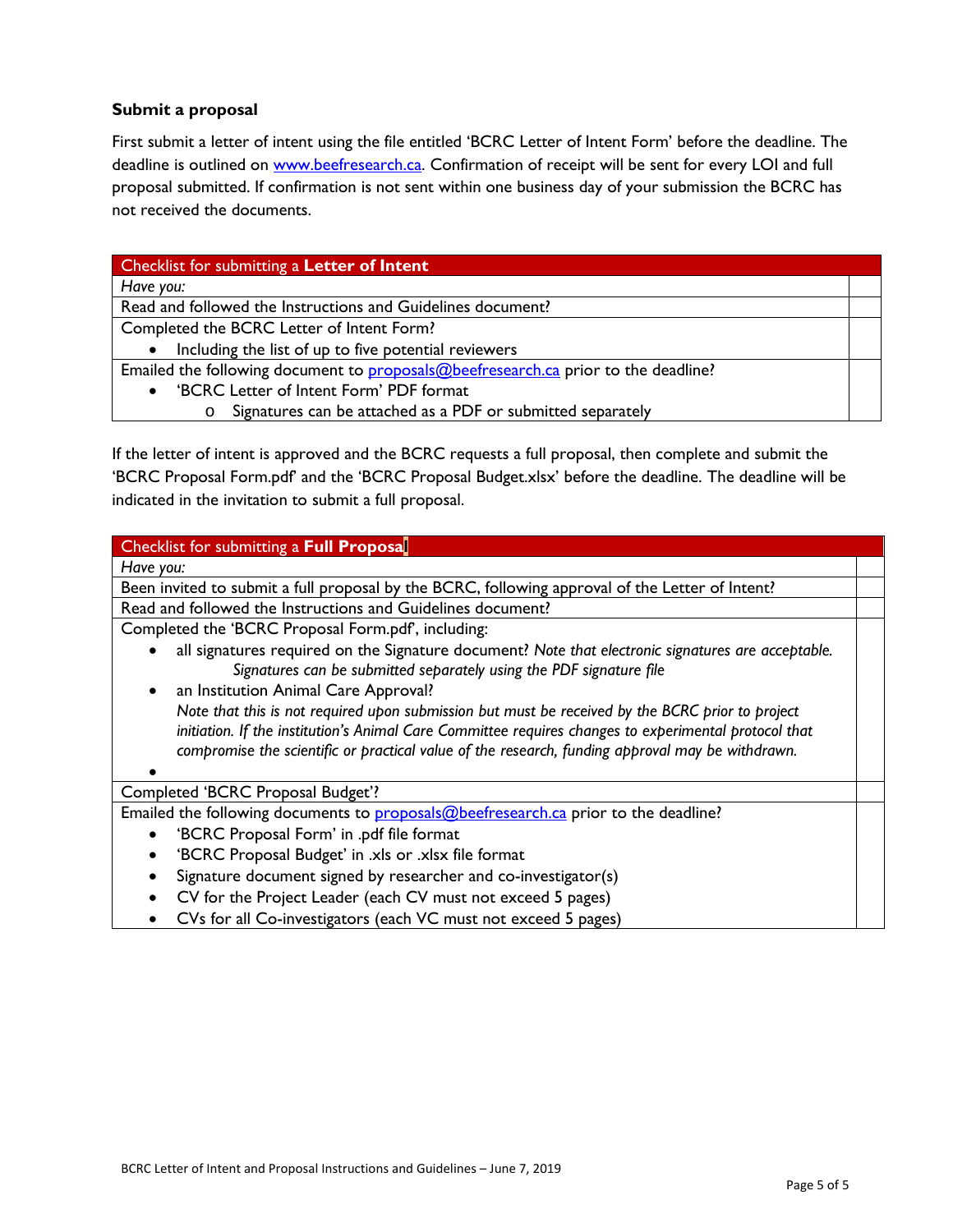### Submit a proposal

First submit a letter of intent using the file entitled 'BCRC Letter of Intent Form' before the deadline. The deadline is outlined on www.beefresearch.ca. Confirmation of receipt will be sent for every LOI and full proposal submitted. If confirmation is not sent within one business day of your submission the BCRC has not received the documents.

| Checklist for submitting a **Letter of Intent** | |
|---|---|
| *Have you:* | |
| Read and followed the Instructions and Guidelines document? | |
| Completed the BCRC Letter of Intent Form?<br>• Including the list of up to five potential reviewers | |
| Emailed the following document to proposals@beefresearch.ca prior to the deadline?<br>• 'BCRC Letter of Intent Form' PDF format<br>o Signatures can be attached as a PDF or submitted separately | |

If the letter of intent is approved and the BCRC requests a full proposal, then complete and submit the 'BCRC Proposal Form.pdf' and the 'BCRC Proposal Budget.xlsx' before the deadline. The deadline will be indicated in the invitation to submit a full proposal.

| Checklist for submitting a **Full Proposal** | |
|---|---|
| *Have you:* | |
| Been invited to submit a full proposal by the BCRC, following approval of the Letter of Intent? | |
| Read and followed the Instructions and Guidelines document? | |
| Completed the 'BCRC Proposal Form.pdf', including:<br>• all signatures required on the Signature document? *Note that electronic signatures are acceptable. Signatures can be submitted separately using the PDF signature file*<br>• an Institution Animal Care Approval? *Note that this is not required upon submission but must be received by the BCRC prior to project initiation. If the institution's Animal Care Committee requires changes to experimental protocol that compromise the scientific or practical value of the research, funding approval may be withdrawn.*<br>• | |
| Completed 'BCRC Proposal Budget'? | |
| Emailed the following documents to proposals@beefresearch.ca prior to the deadline?<br>• 'BCRC Proposal Form' in .pdf file format<br>• 'BCRC Proposal Budget' in .xls or .xlsx file format<br>• Signature document signed by researcher and co-investigator(s)<br>• CV for the Project Leader (each CV must not exceed 5 pages)<br>• CVs for all Co-investigators (each VC must not exceed 5 pages) | |